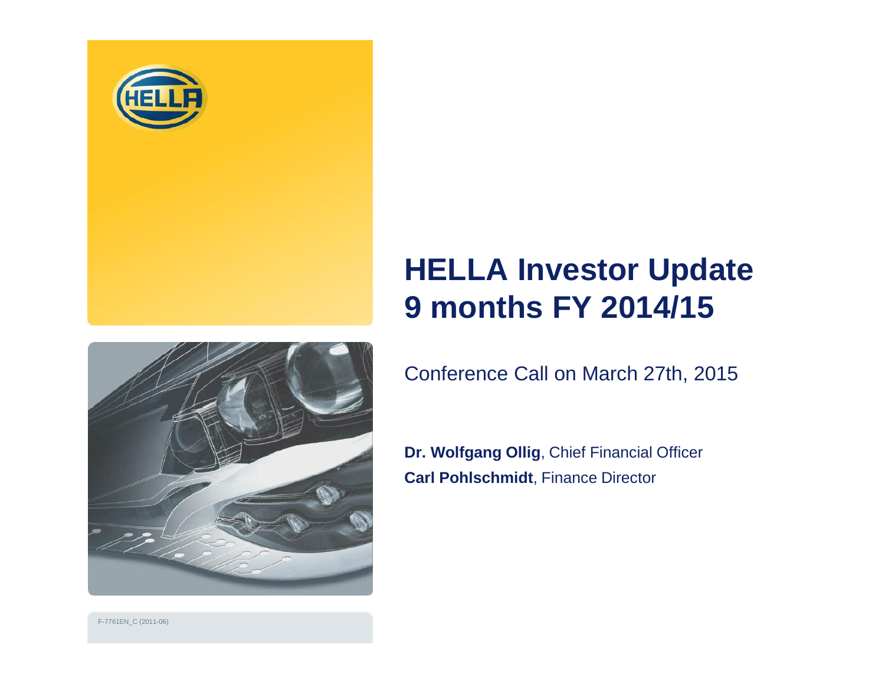# HELLA Investor Update
# 9 months FY 2014/15

Conference Call on March 27th, 2015

**Dr. Wolfgang Ollig**, Chief Financial Officer
**Carl Pohlschmidt**, Finance Director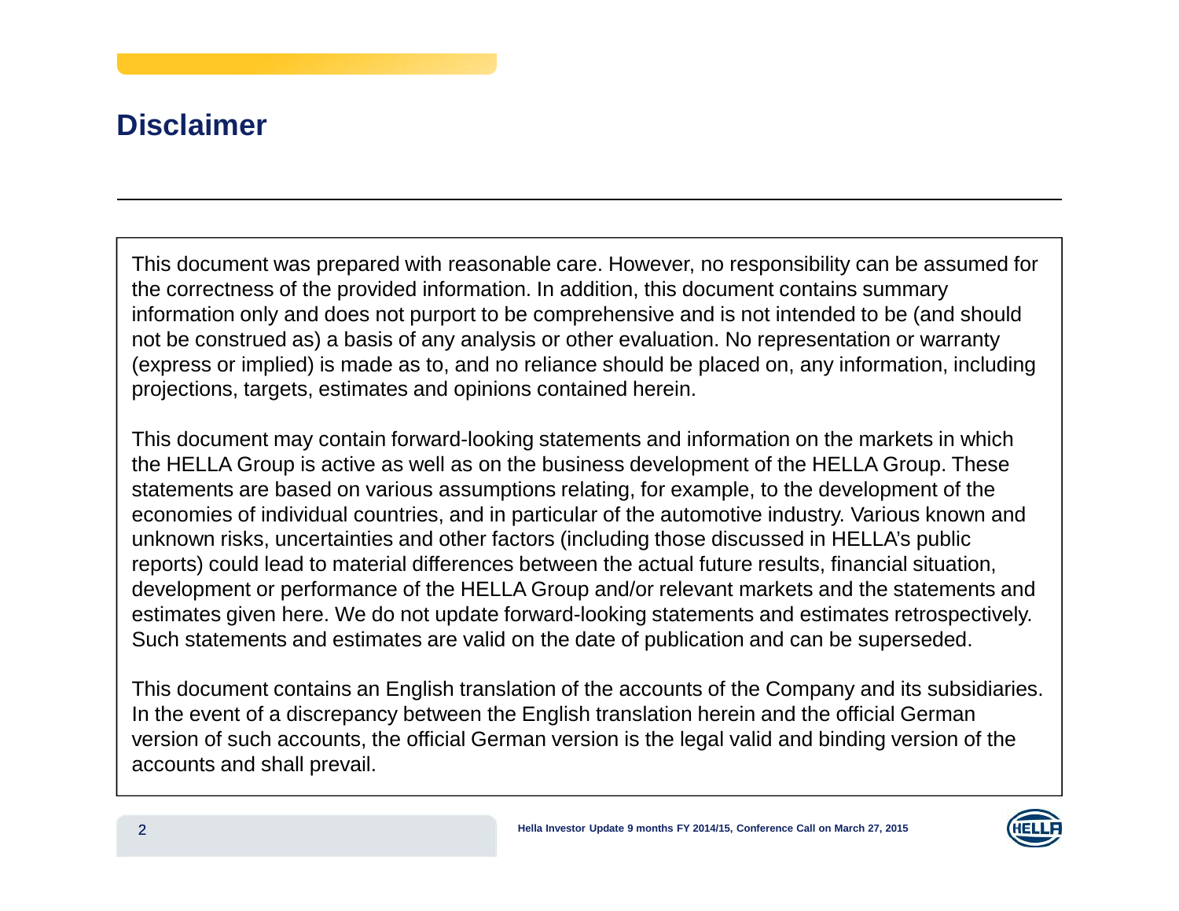# Disclaimer

This document was prepared with reasonable care. However, no responsibility can be assumed for the correctness of the provided information. In addition, this document contains summary information only and does not purport to be comprehensive and is not intended to be (and should not be construed as) a basis of any analysis or other evaluation. No representation or warranty (express or implied) is made as to, and no reliance should be placed on, any information, including projections, targets, estimates and opinions contained herein.

This document may contain forward-looking statements and information on the markets in which the HELLA Group is active as well as on the business development of the HELLA Group. These statements are based on various assumptions relating, for example, to the development of the economies of individual countries, and in particular of the automotive industry. Various known and unknown risks, uncertainties and other factors (including those discussed in HELLA's public reports) could lead to material differences between the actual future results, financial situation, development or performance of the HELLA Group and/or relevant markets and the statements and estimates given here. We do not update forward-looking statements and estimates retrospectively. Such statements and estimates are valid on the date of publication and can be superseded.

This document contains an English translation of the accounts of the Company and its subsidiaries. In the event of a discrepancy between the English translation herein and the official German version of such accounts, the official German version is the legal valid and binding version of the accounts and shall prevail.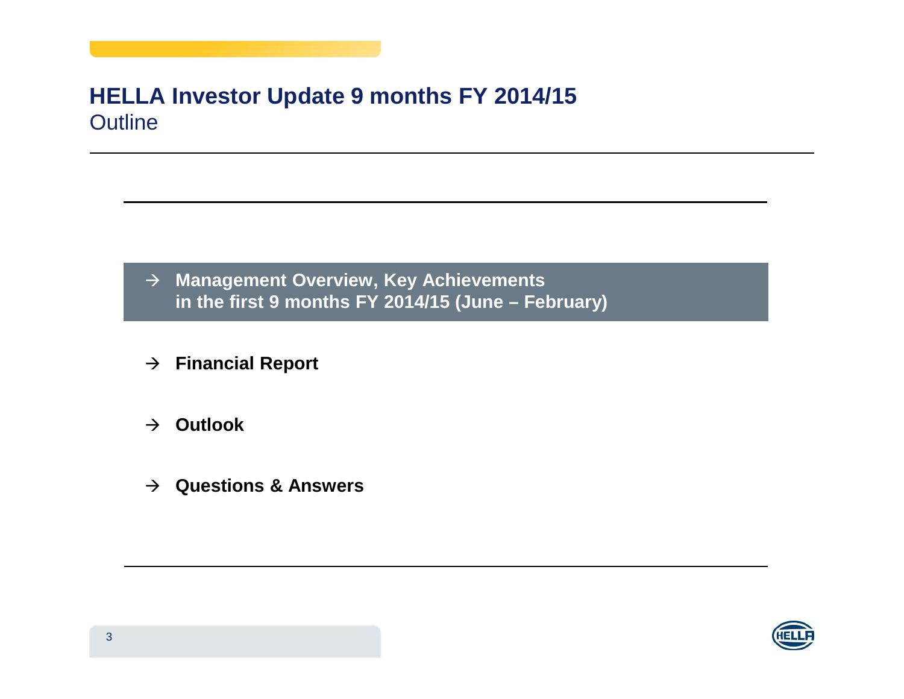# HELLA Investor Update 9 months FY 2014/15

## Outline

- → **Management Overview, Key Achievements in the first 9 months FY 2014/15 (June – February)**
- → **Financial Report**
- → **Outlook**
- → **Questions & Answers**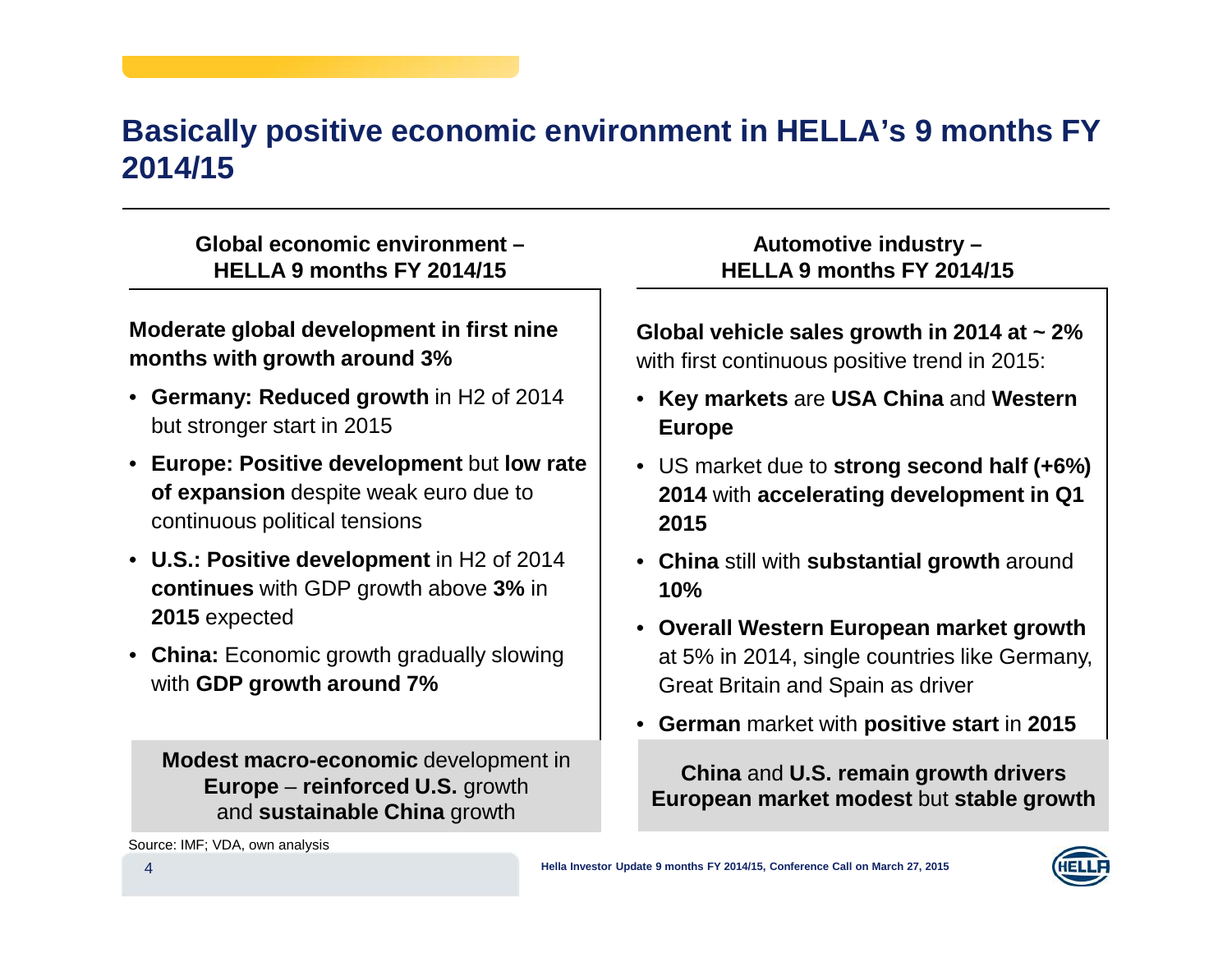# Basically positive economic environment in HELLA's 9 months FY 2014/15

## Global economic environment – HELLA 9 months FY 2014/15

**Moderate global development in first nine months with growth around 3%**

- **Germany: Reduced growth** in H2 of 2014 but stronger start in 2015
- **Europe: Positive development** but **low rate of expansion** despite weak euro due to continuous political tensions
- **U.S.: Positive development** in H2 of 2014 **continues** with GDP growth above **3%** in **2015** expected
- **China:** Economic growth gradually slowing with **GDP growth around 7%**

**Modest macro-economic** development in **Europe** – **reinforced U.S.** growth and **sustainable China** growth

## Automotive industry – HELLA 9 months FY 2014/15

**Global vehicle sales growth in 2014 at ~ 2%** with first continuous positive trend in 2015:

- **Key markets** are **USA China** and **Western Europe**
- US market due to **strong second half (+6%) 2014** with **accelerating development in Q1 2015**
- **China** still with **substantial growth** around **10%**
- **Overall Western European market growth** at 5% in 2014, single countries like Germany, Great Britain and Spain as driver
- **German** market with **positive start** in **2015**

**China** and **U.S. remain growth drivers**
**European market modest** but **stable growth**

Source: IMF; VDA, own analysis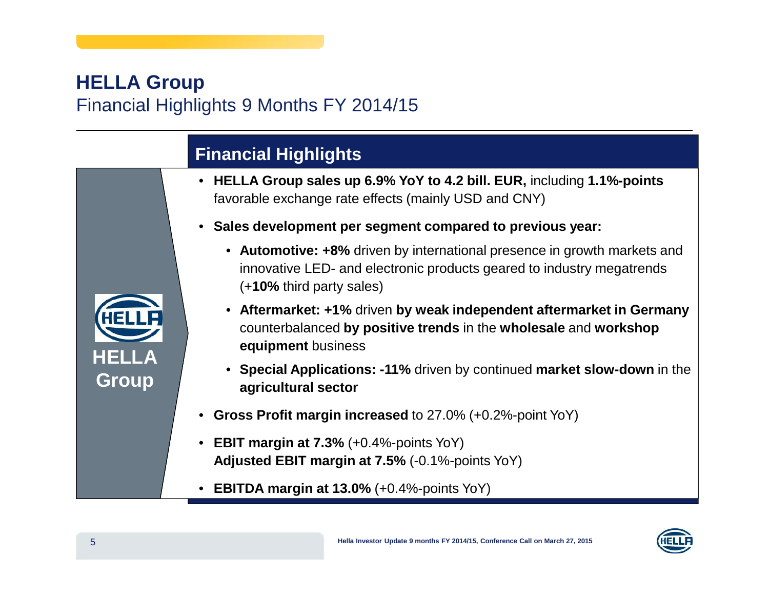# HELLA Group

## Financial Highlights 9 Months FY 2014/15

HELLA Group

### Financial Highlights

- **HELLA Group sales up 6.9% YoY to 4.2 bill. EUR,** including **1.1%-points** favorable exchange rate effects (mainly USD and CNY)
- **Sales development per segment compared to previous year:**
  - **Automotive: +8%** driven by international presence in growth markets and innovative LED- and electronic products geared to industry megatrends (+**10%** third party sales)
  - **Aftermarket: +1%** driven **by weak independent aftermarket in Germany** counterbalanced **by positive trends** in the **wholesale** and **workshop equipment** business
  - **Special Applications: -11%** driven by continued **market slow-down** in the **agricultural sector**
- **Gross Profit margin increased** to 27.0% (+0.2%-point YoY)
- **EBIT margin at 7.3%** (+0.4%-points YoY)
  **Adjusted EBIT margin at 7.5%** (-0.1%-points YoY)
- **EBITDA margin at 13.0%** (+0.4%-points YoY)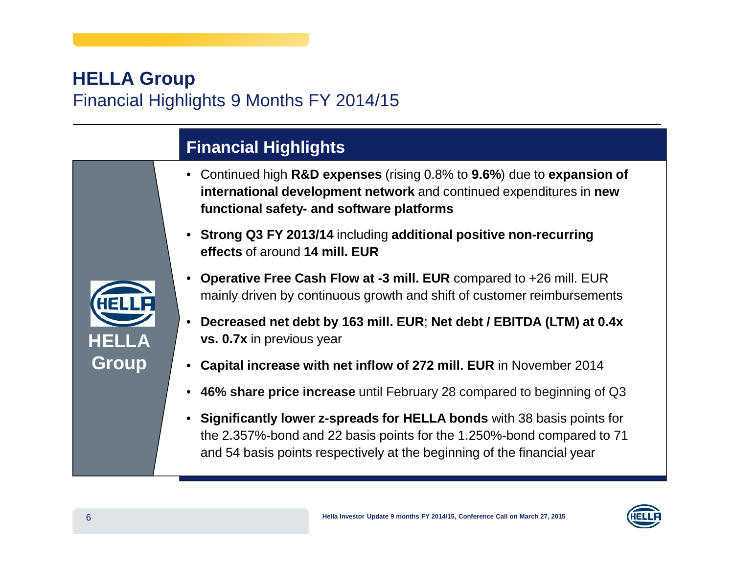# HELLA Group

## Financial Highlights 9 Months FY 2014/15

### Financial Highlights

HELLA Group

- Continued high **R&D expenses** (rising 0.8% to **9.6%**) due to **expansion of international development network** and continued expenditures in **new functional safety- and software platforms**
- **Strong Q3 FY 2013/14** including **additional positive non-recurring effects** of around **14 mill. EUR**
- **Operative Free Cash Flow at -3 mill. EUR** compared to +26 mill. EUR mainly driven by continuous growth and shift of customer reimbursements
- **Decreased net debt by 163 mill. EUR**; **Net debt / EBITDA (LTM) at 0.4x vs. 0.7x** in previous year
- **Capital increase with net inflow of 272 mill. EUR** in November 2014
- **46% share price increase** until February 28 compared to beginning of Q3
- **Significantly lower z-spreads for HELLA bonds** with 38 basis points for the 2.357%-bond and 22 basis points for the 1.250%-bond compared to 71 and 54 basis points respectively at the beginning of the financial year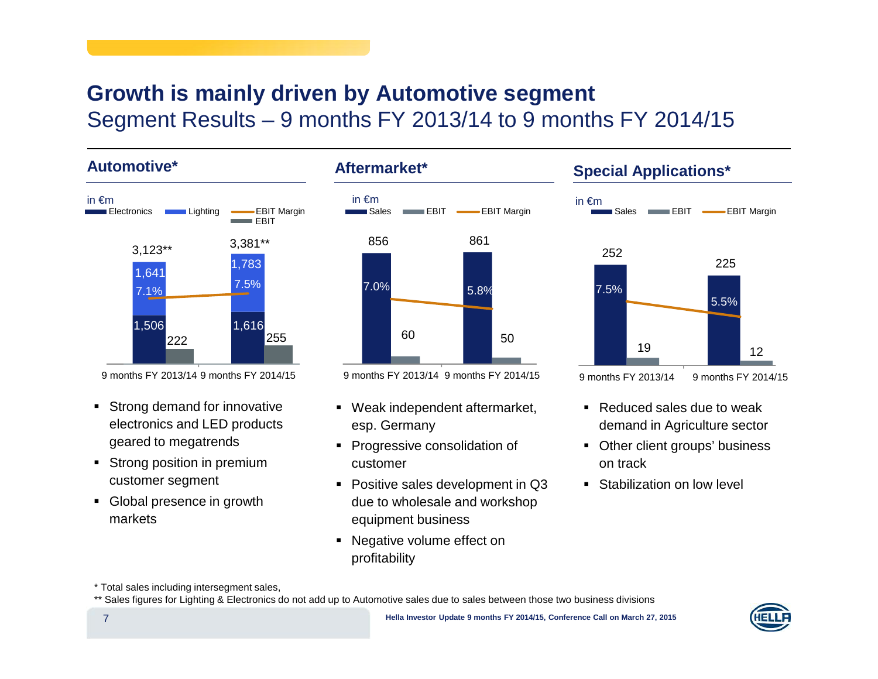# Growth is mainly driven by Automotive segment

## Segment Results – 9 months FY 2013/14 to 9 months FY 2014/15

### Automotive*

in €m

| | 9 months FY 2013/14 | 9 months FY 2014/15 |
|---|---|---|
| Sales (total) | 3,123** | 3,381** |
| Lighting | 1,641 | 1,783 |
| Electronics | 1,506 | 1,616 |
| EBIT | 222 | 255 |
| EBIT Margin | 7.1% | 7.5% |

- Strong demand for innovative electronics and LED products geared to megatrends
- Strong position in premium customer segment
- Global presence in growth markets

### Aftermarket*

in €m

| | 9 months FY 2013/14 | 9 months FY 2014/15 |
|---|---|---|
| Sales | 856 | 861 |
| EBIT | 60 | 50 |
| EBIT Margin | 7.0% | 5.8% |

- Weak independent aftermarket, esp. Germany
- Progressive consolidation of customer
- Positive sales development in Q3 due to wholesale and workshop equipment business
- Negative volume effect on profitability

### Special Applications*

in €m

| | 9 months FY 2013/14 | 9 months FY 2014/15 |
|---|---|---|
| Sales | 252 | 225 |
| EBIT | 19 | 12 |
| EBIT Margin | 7.5% | 5.5% |

- Reduced sales due to weak demand in Agriculture sector
- Other client groups' business on track
- Stabilization on low level

* Total sales including intersegment sales,

** Sales figures for Lighting & Electronics do not add up to Automotive sales due to sales between those two business divisions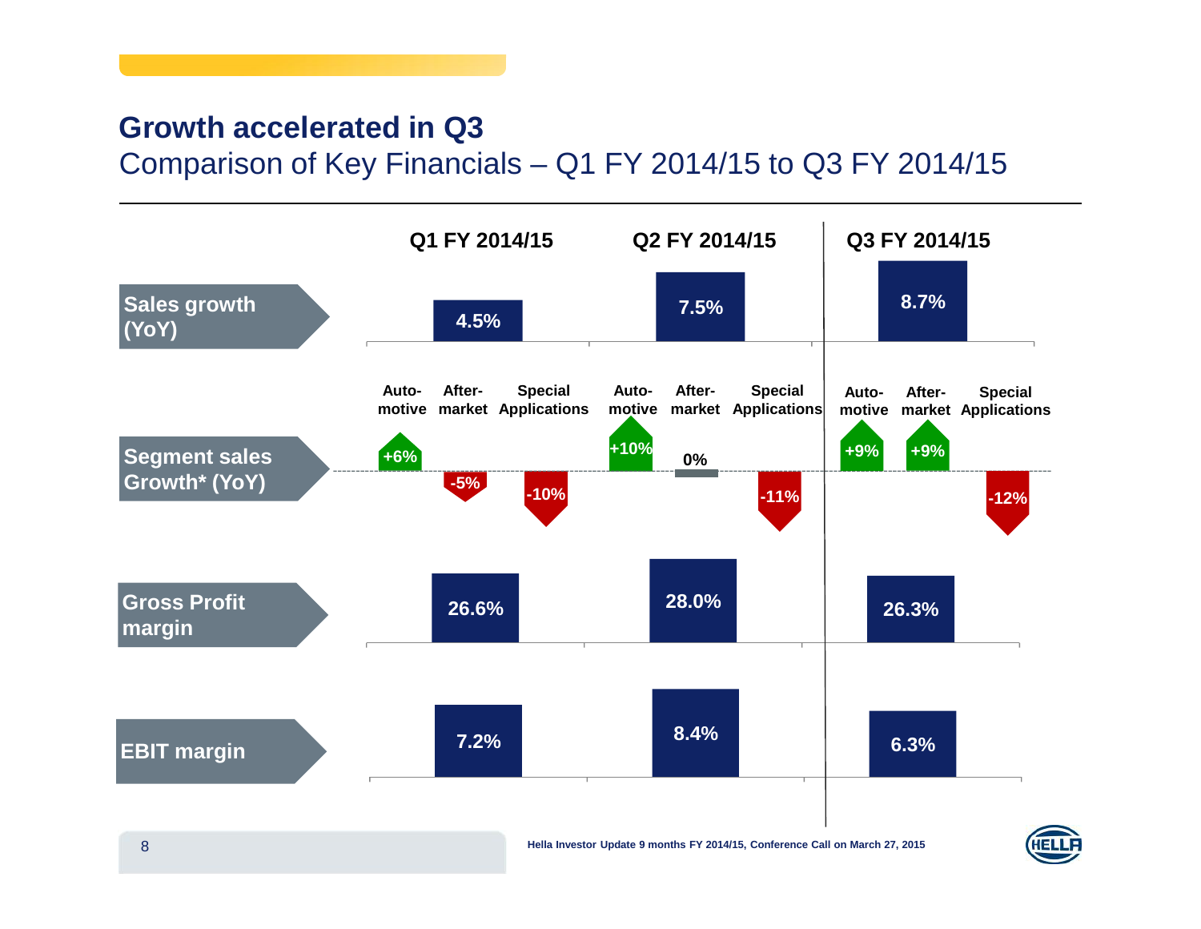## Growth accelerated in Q3

Comparison of Key Financials – Q1 FY 2014/15 to Q3 FY 2014/15

| | Q1 FY 2014/15 | Q2 FY 2014/15 | Q3 FY 2014/15 |
|---|---|---|---|
| Sales growth (YoY) | 4.5% | 7.5% | 8.7% |
| Segment sales Growth* (YoY) – Automotive | +6% | +10% | +9% |
| Segment sales Growth* (YoY) – Aftermarket | -5% | 0% | +9% |
| Segment sales Growth* (YoY) – Special Applications | -10% | -11% | -12% |
| Gross Profit margin | 26.6% | 28.0% | 26.3% |
| EBIT margin | 7.2% | 8.4% | 6.3% |

Hella Investor Update 9 months FY 2014/15, Conference Call on March 27, 2015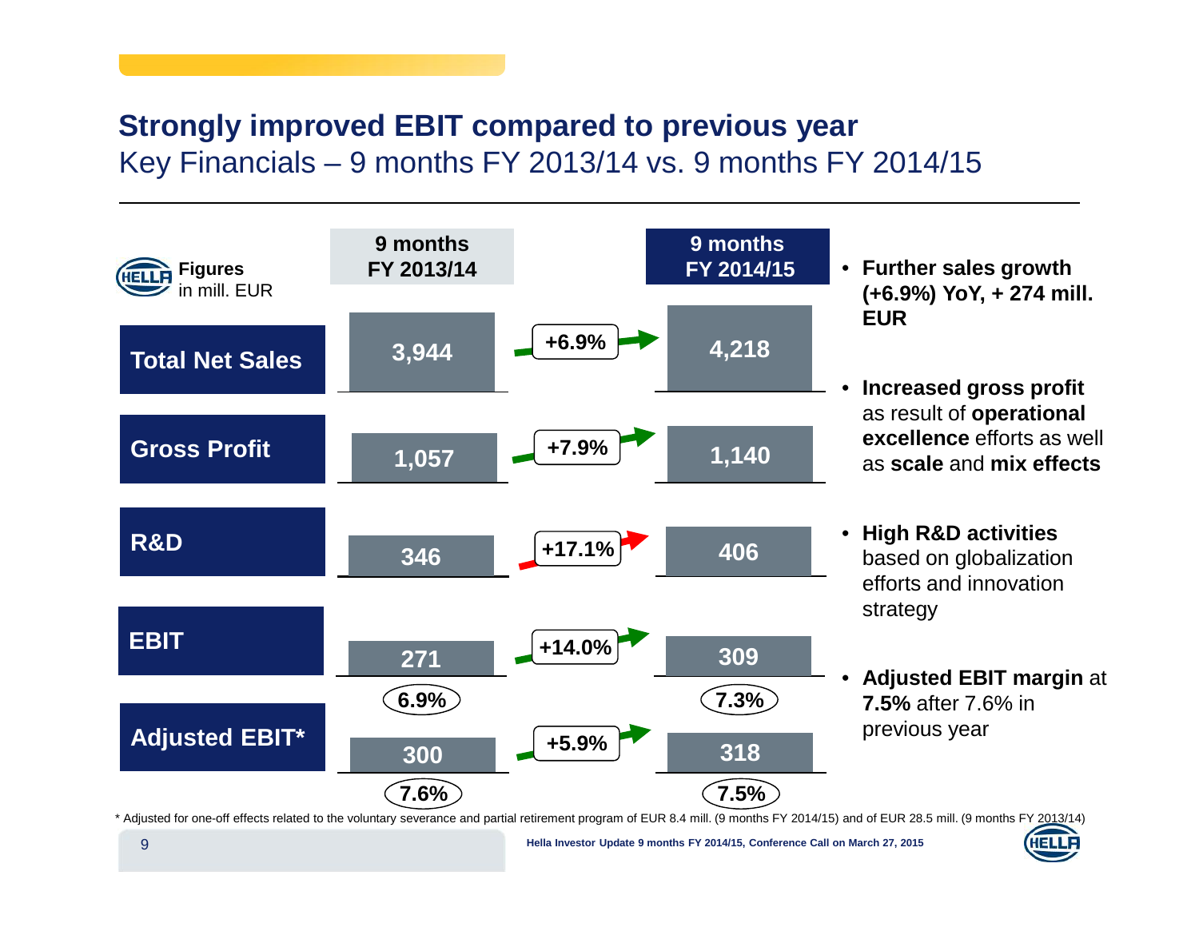# Strongly improved EBIT compared to previous year

## Key Financials – 9 months FY 2013/14 vs. 9 months FY 2014/15

| Figures in mill. EUR | 9 months FY 2013/14 | Change | 9 months FY 2014/15 |
|---|---|---|---|
| Total Net Sales | 3,944 | +6.9% | 4,218 |
| Gross Profit | 1,057 | +7.9% | 1,140 |
| R&D | 346 | +17.1% | 406 |
| EBIT | 271 | +14.0% | 309 |
| EBIT margin | 6.9% | | 7.3% |
| Adjusted EBIT* | 300 | +5.9% | 318 |
| Adjusted EBIT margin | 7.6% | | 7.5% |

- **Further sales growth (+6.9%) YoY, + 274 mill. EUR**
- **Increased gross profit** as result of **operational excellence** efforts as well as **scale** and **mix effects**
- **High R&D activities** based on globalization efforts and innovation strategy
- **Adjusted EBIT margin** at **7.5%** after 7.6% in previous year

* Adjusted for one-off effects related to the voluntary severance and partial retirement program of EUR 8.4 mill. (9 months FY 2014/15) and of EUR 28.5 mill. (9 months FY 2013/14)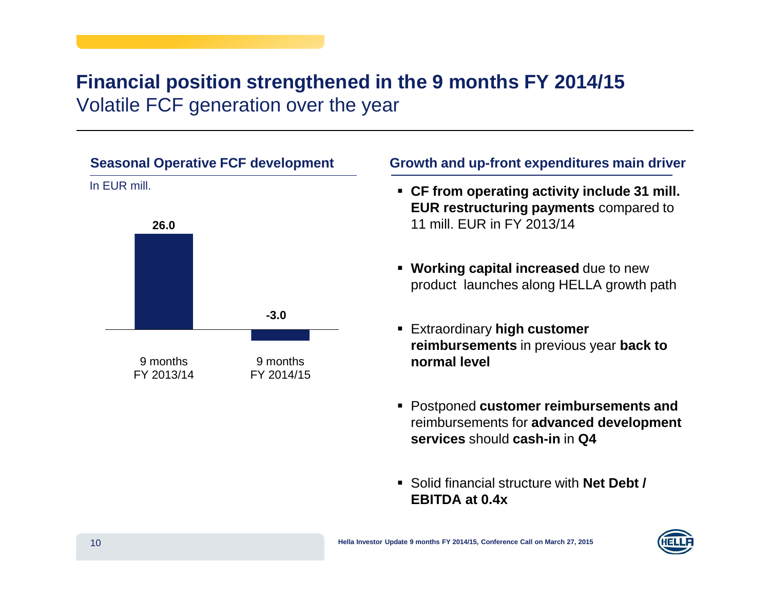# Financial position strengthened in the 9 months FY 2014/15

## Volatile FCF generation over the year

### Seasonal Operative FCF development

In EUR mill.

| | 9 months FY 2013/14 | 9 months FY 2014/15 |
|---|---|---|
| Operative FCF | 26.0 | -3.0 |

### Growth and up-front expenditures main driver

- **CF from operating activity include 31 mill. EUR restructuring payments** compared to 11 mill. EUR in FY 2013/14
- **Working capital increased** due to new product launches along HELLA growth path
- Extraordinary **high customer reimbursements** in previous year **back to normal level**
- Postponed **customer reimbursements and** reimbursements for **advanced development services** should **cash-in** in **Q4**
- Solid financial structure with **Net Debt / EBITDA at 0.4x**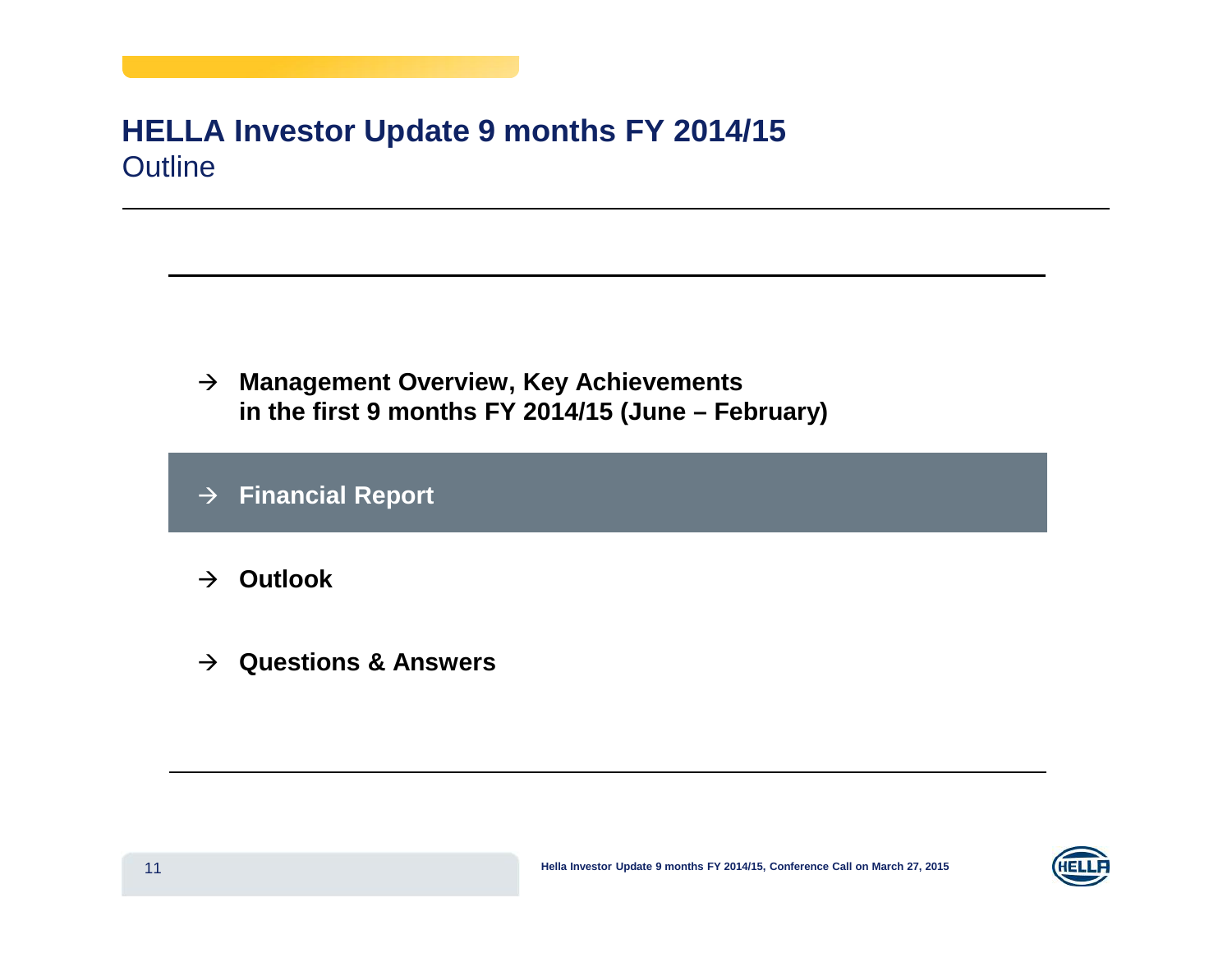# HELLA Investor Update 9 months FY 2014/15

## Outline

- → **Management Overview, Key Achievements in the first 9 months FY 2014/15 (June – February)**
- → **Financial Report**
- → **Outlook**
- → **Questions & Answers**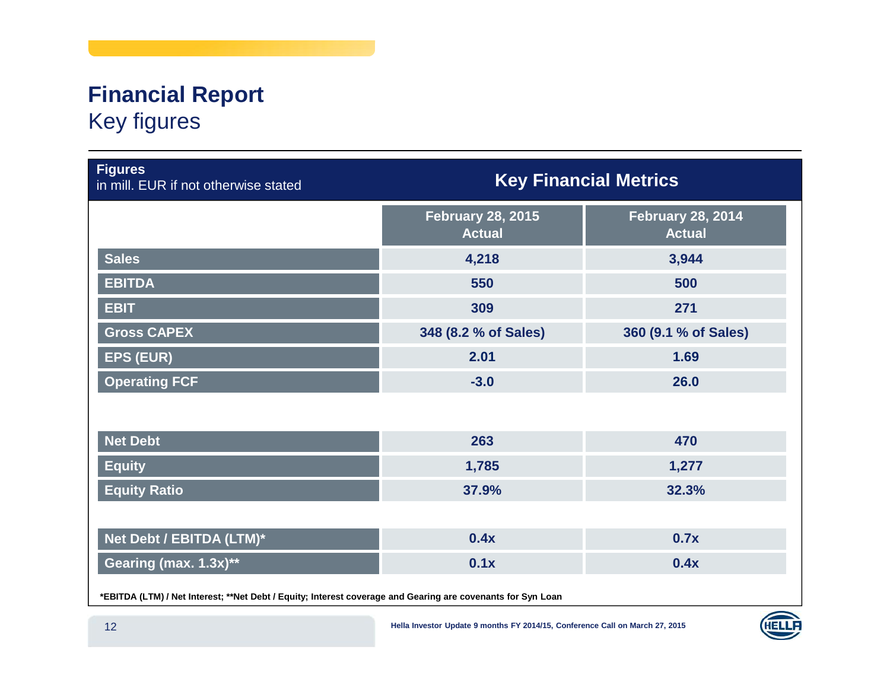# Financial Report

## Key figures

| Figures<br>in mill. EUR if not otherwise stated | Key Financial Metrics | |
|---|---|---|
| | **February 28, 2015<br>Actual** | **February 28, 2014<br>Actual** |
| **Sales** | 4,218 | 3,944 |
| **EBITDA** | 550 | 500 |
| **EBIT** | 309 | 271 |
| **Gross CAPEX** | 348 (8.2 % of Sales) | 360 (9.1 % of Sales) |
| **EPS (EUR)** | 2.01 | 1.69 |
| **Operating FCF** | -3.0 | 26.0 |
| | | |
| **Net Debt** | 263 | 470 |
| **Equity** | 1,785 | 1,277 |
| **Equity Ratio** | 37.9% | 32.3% |
| | | |
| **Net Debt / EBITDA (LTM)*** | 0.4x | 0.7x |
| **Gearing (max. 1.3x)**** | 0.1x | 0.4x |

*EBITDA (LTM) / Net Interest; **Net Debt / Equity; Interest coverage and Gearing are covenants for Syn Loan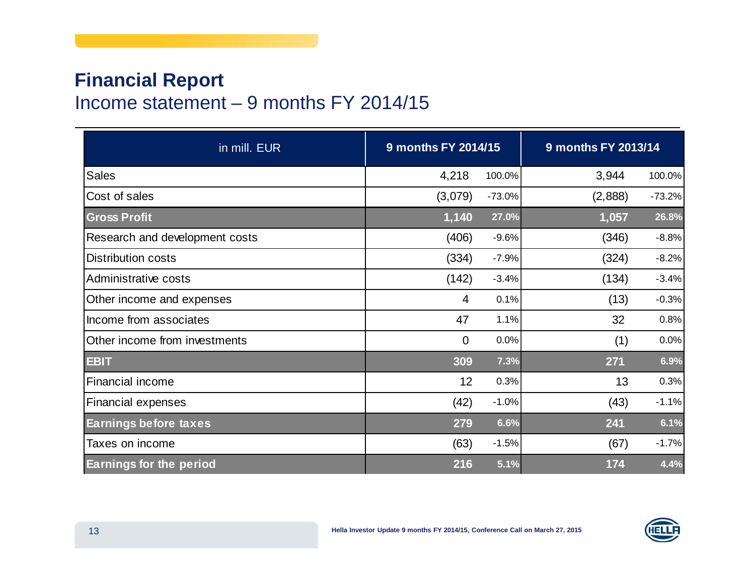# Financial Report

## Income statement – 9 months FY 2014/15

| in mill. EUR | 9 months FY 2014/15 | | 9 months FY 2013/14 | |
|---|---|---|---|---|
| Sales | 4,218 | 100.0% | 3,944 | 100.0% |
| Cost of sales | (3,079) | -73.0% | (2,888) | -73.2% |
| **Gross Profit** | **1,140** | **27.0%** | **1,057** | **26.8%** |
| Research and development costs | (406) | -9.6% | (346) | -8.8% |
| Distribution costs | (334) | -7.9% | (324) | -8.2% |
| Administrative costs | (142) | -3.4% | (134) | -3.4% |
| Other income and expenses | 4 | 0.1% | (13) | -0.3% |
| Income from associates | 47 | 1.1% | 32 | 0.8% |
| Other income from investments | 0 | 0.0% | (1) | 0.0% |
| **EBIT** | **309** | **7.3%** | **271** | **6.9%** |
| Financial income | 12 | 0.3% | 13 | 0.3% |
| Financial expenses | (42) | -1.0% | (43) | -1.1% |
| **Earnings before taxes** | **279** | **6.6%** | **241** | **6.1%** |
| Taxes on income | (63) | -1.5% | (67) | -1.7% |
| **Earnings for the period** | **216** | **5.1%** | **174** | **4.4%** |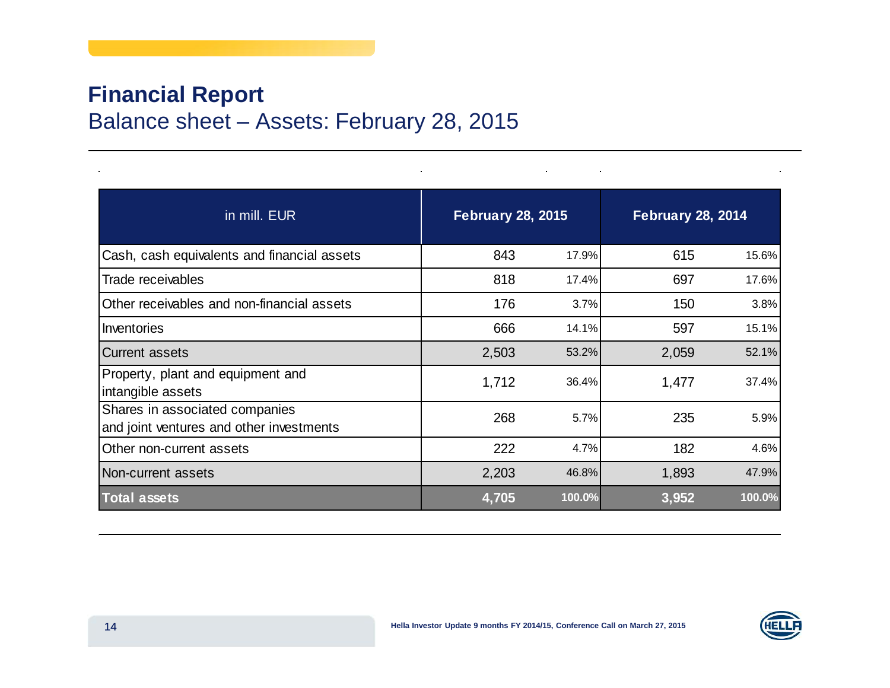# Financial Report

## Balance sheet – Assets: February 28, 2015

| in mill. EUR | February 28, 2015 | | February 28, 2014 | |
|---|---|---|---|---|
| Cash, cash equivalents and financial assets | 843 | 17.9% | 615 | 15.6% |
| Trade receivables | 818 | 17.4% | 697 | 17.6% |
| Other receivables and non-financial assets | 176 | 3.7% | 150 | 3.8% |
| Inventories | 666 | 14.1% | 597 | 15.1% |
| Current assets | 2,503 | 53.2% | 2,059 | 52.1% |
| Property, plant and equipment and intangible assets | 1,712 | 36.4% | 1,477 | 37.4% |
| Shares in associated companies and joint ventures and other investments | 268 | 5.7% | 235 | 5.9% |
| Other non-current assets | 222 | 4.7% | 182 | 4.6% |
| Non-current assets | 2,203 | 46.8% | 1,893 | 47.9% |
| **Total assets** | **4,705** | **100.0%** | **3,952** | **100.0%** |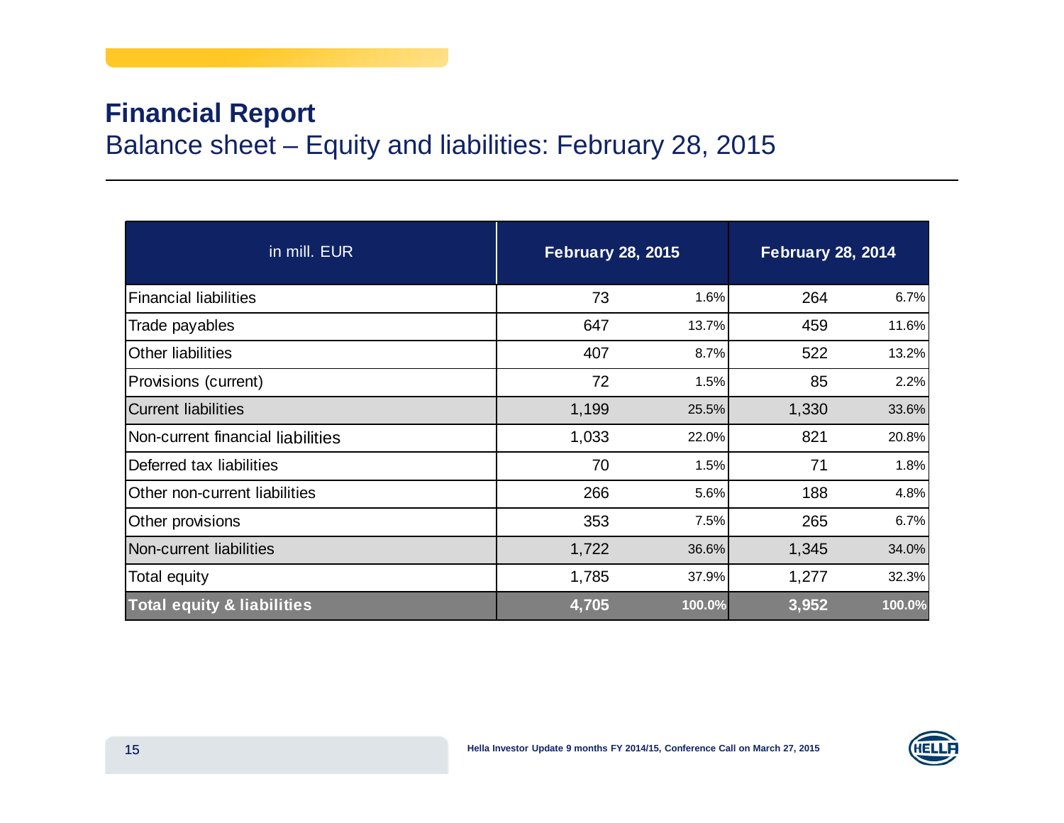# Financial Report

## Balance sheet – Equity and liabilities: February 28, 2015

| in mill. EUR | February 28, 2015 | | February 28, 2014 | |
|---|---|---|---|---|
| Financial liabilities | 73 | 1.6% | 264 | 6.7% |
| Trade payables | 647 | 13.7% | 459 | 11.6% |
| Other liabilities | 407 | 8.7% | 522 | 13.2% |
| Provisions (current) | 72 | 1.5% | 85 | 2.2% |
| Current liabilities | 1,199 | 25.5% | 1,330 | 33.6% |
| Non-current financial liabilities | 1,033 | 22.0% | 821 | 20.8% |
| Deferred tax liabilities | 70 | 1.5% | 71 | 1.8% |
| Other non-current liabilities | 266 | 5.6% | 188 | 4.8% |
| Other provisions | 353 | 7.5% | 265 | 6.7% |
| Non-current liabilities | 1,722 | 36.6% | 1,345 | 34.0% |
| Total equity | 1,785 | 37.9% | 1,277 | 32.3% |
| **Total equity & liabilities** | **4,705** | **100.0%** | **3,952** | **100.0%** |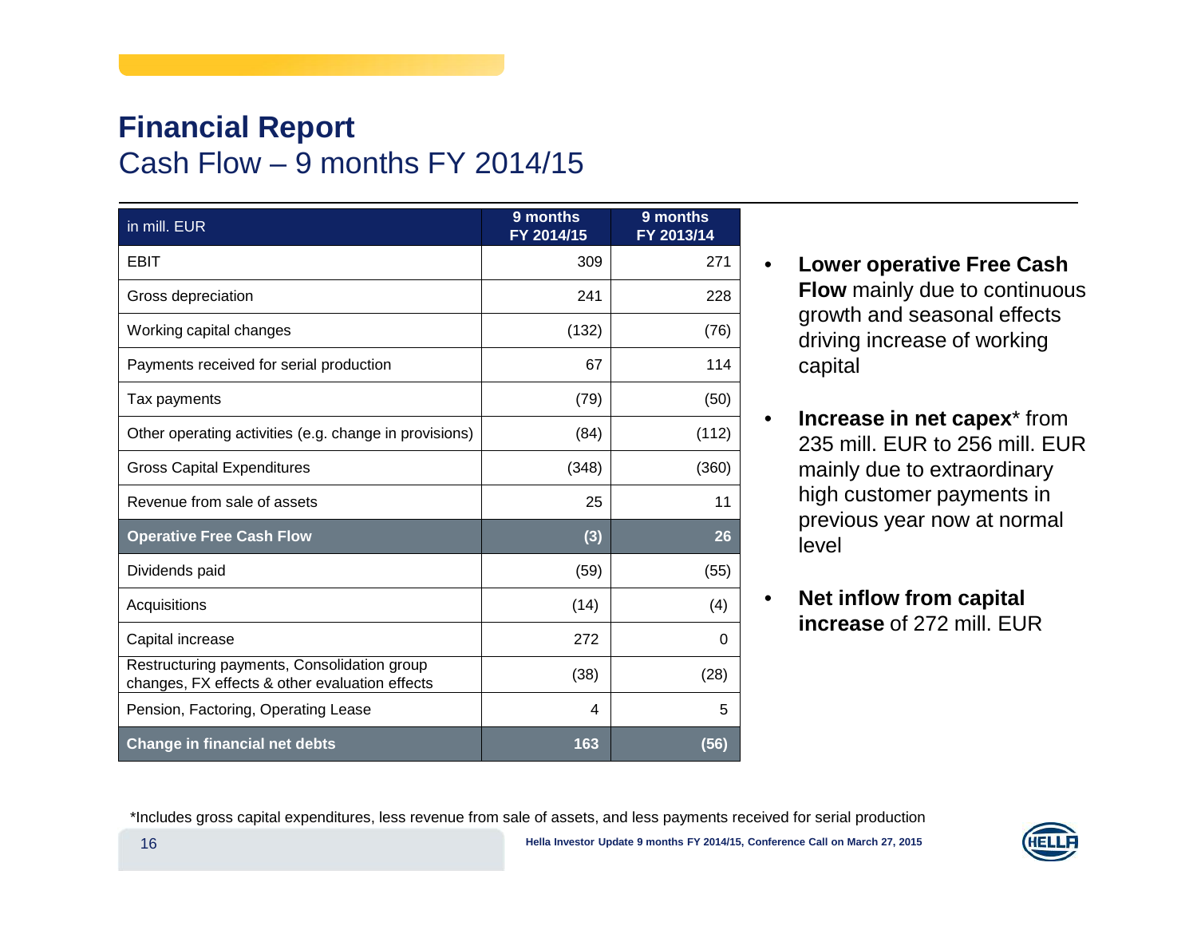# Financial Report

## Cash Flow – 9 months FY 2014/15

| in mill. EUR | 9 months FY 2014/15 | 9 months FY 2013/14 |
|---|---|---|
| EBIT | 309 | 271 |
| Gross depreciation | 241 | 228 |
| Working capital changes | (132) | (76) |
| Payments received for serial production | 67 | 114 |
| Tax payments | (79) | (50) |
| Other operating activities (e.g. change in provisions) | (84) | (112) |
| Gross Capital Expenditures | (348) | (360) |
| Revenue from sale of assets | 25 | 11 |
| **Operative Free Cash Flow** | **(3)** | **26** |
| Dividends paid | (59) | (55) |
| Acquisitions | (14) | (4) |
| Capital increase | 272 | 0 |
| Restructuring payments, Consolidation group changes, FX effects & other evaluation effects | (38) | (28) |
| Pension, Factoring, Operating Lease | 4 | 5 |
| **Change in financial net debts** | **163** | **(56)** |

- **Lower operative Free Cash Flow** mainly due to continuous growth and seasonal effects driving increase of working capital
- **Increase in net capex*** from 235 mill. EUR to 256 mill. EUR mainly due to extraordinary high customer payments in previous year now at normal level
- **Net inflow from capital increase** of 272 mill. EUR

*Includes gross capital expenditures, less revenue from sale of assets, and less payments received for serial production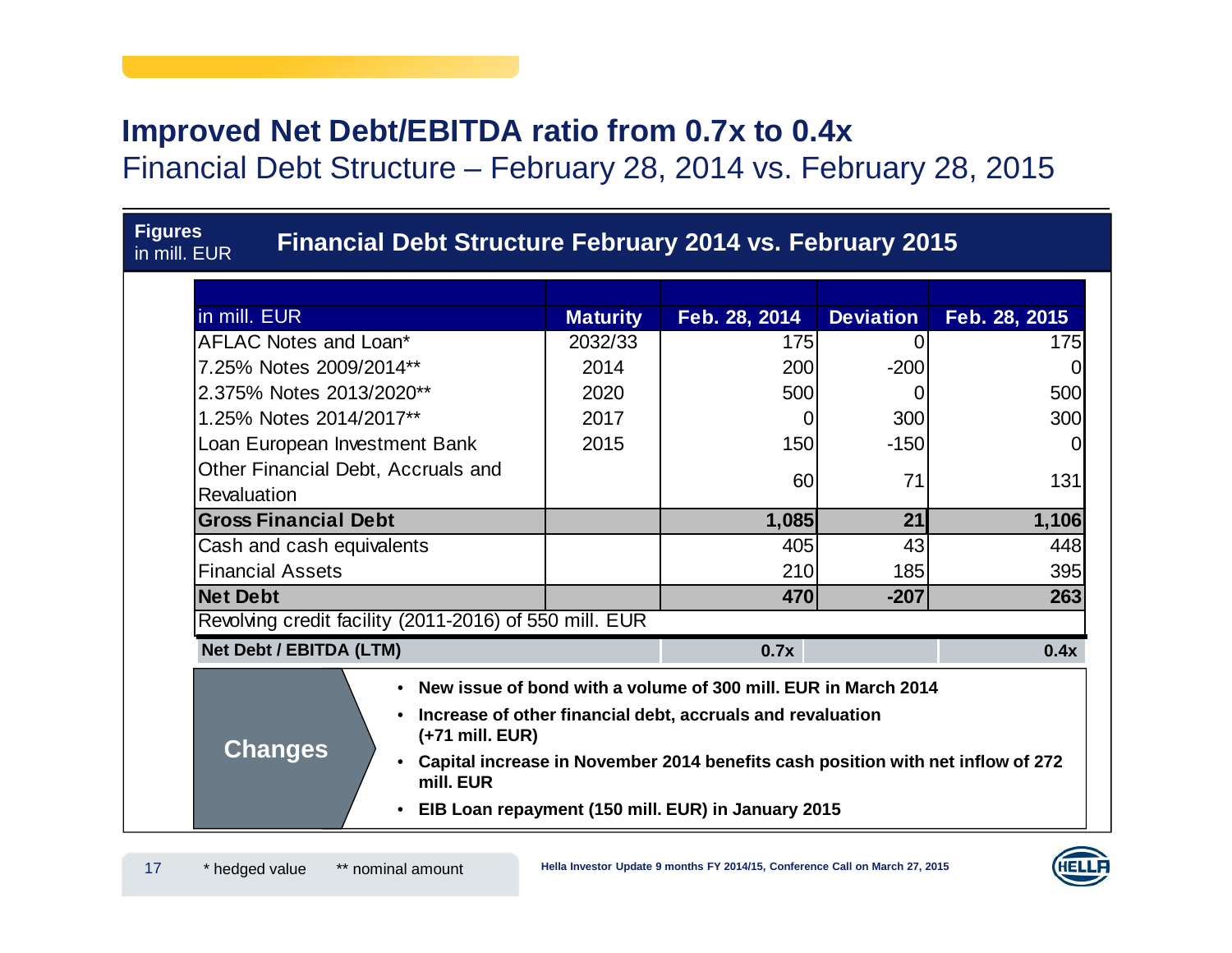# Improved Net Debt/EBITDA ratio from 0.7x to 0.4x

## Financial Debt Structure – February 28, 2014 vs. February 28, 2015

**Figures** in mill. EUR

### Financial Debt Structure February 2014 vs. February 2015

| in mill. EUR | Maturity | Feb. 28, 2014 | Deviation | Feb. 28, 2015 |
|---|---|---|---|---|
| AFLAC Notes and Loan* | 2032/33 | 175 | 0 | 175 |
| 7.25% Notes 2009/2014** | 2014 | 200 | -200 | 0 |
| 2.375% Notes 2013/2020** | 2020 | 500 | 0 | 500 |
| 1.25% Notes 2014/2017** | 2017 | 0 | 300 | 300 |
| Loan European Investment Bank | 2015 | 150 | -150 | 0 |
| Other Financial Debt, Accruals and Revaluation | | 60 | 71 | 131 |
| **Gross Financial Debt** | | **1,085** | **21** | **1,106** |
| Cash and cash equivalents | | 405 | 43 | 448 |
| Financial Assets | | 210 | 185 | 395 |
| **Net Debt** | | **470** | **-207** | **263** |
| Revolving credit facility (2011-2016) of 550 mill. EUR | | | | |
| **Net Debt / EBITDA (LTM)** | | **0.7x** | | **0.4x** |

**Changes**

- **New issue of bond with a volume of 300 mill. EUR in March 2014**
- **Increase of other financial debt, accruals and revaluation (+71 mill. EUR)**
- **Capital increase in November 2014 benefits cash position with net inflow of 272 mill. EUR**
- **EIB Loan repayment (150 mill. EUR) in January 2015**

\* hedged value   \*\* nominal amount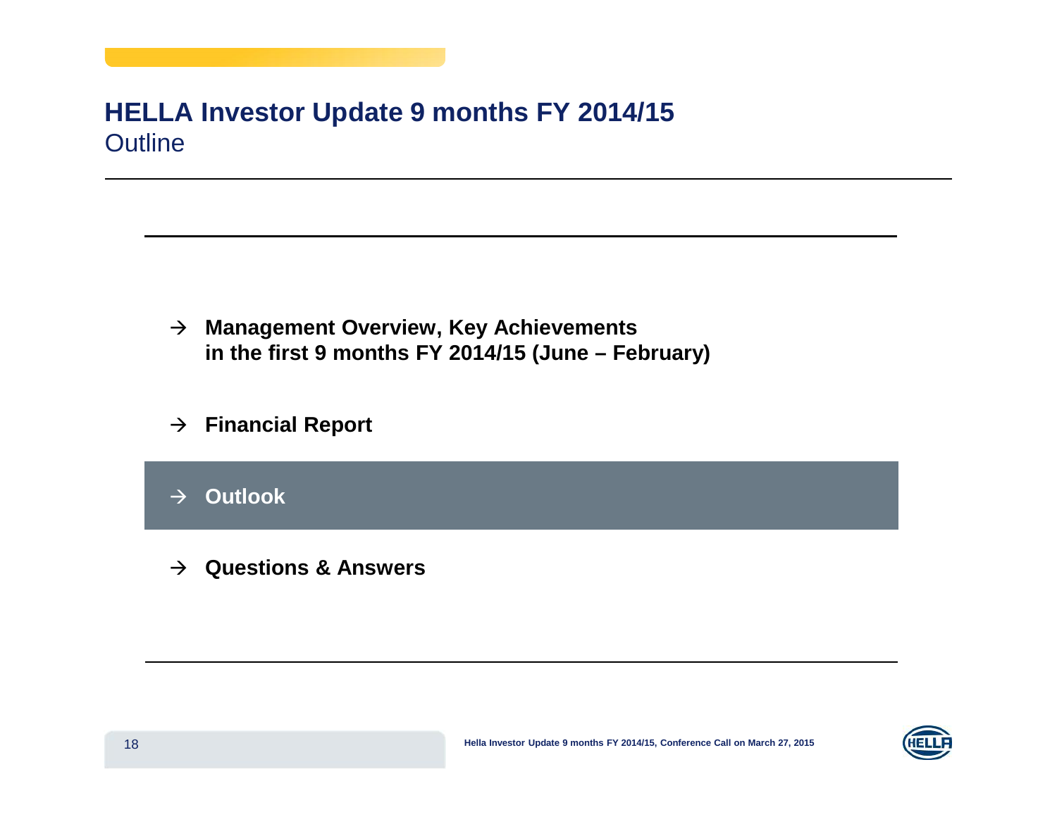# HELLA Investor Update 9 months FY 2014/15

## Outline

- → **Management Overview, Key Achievements in the first 9 months FY 2014/15 (June – February)**
- → **Financial Report**
- → **Outlook**
- → **Questions & Answers**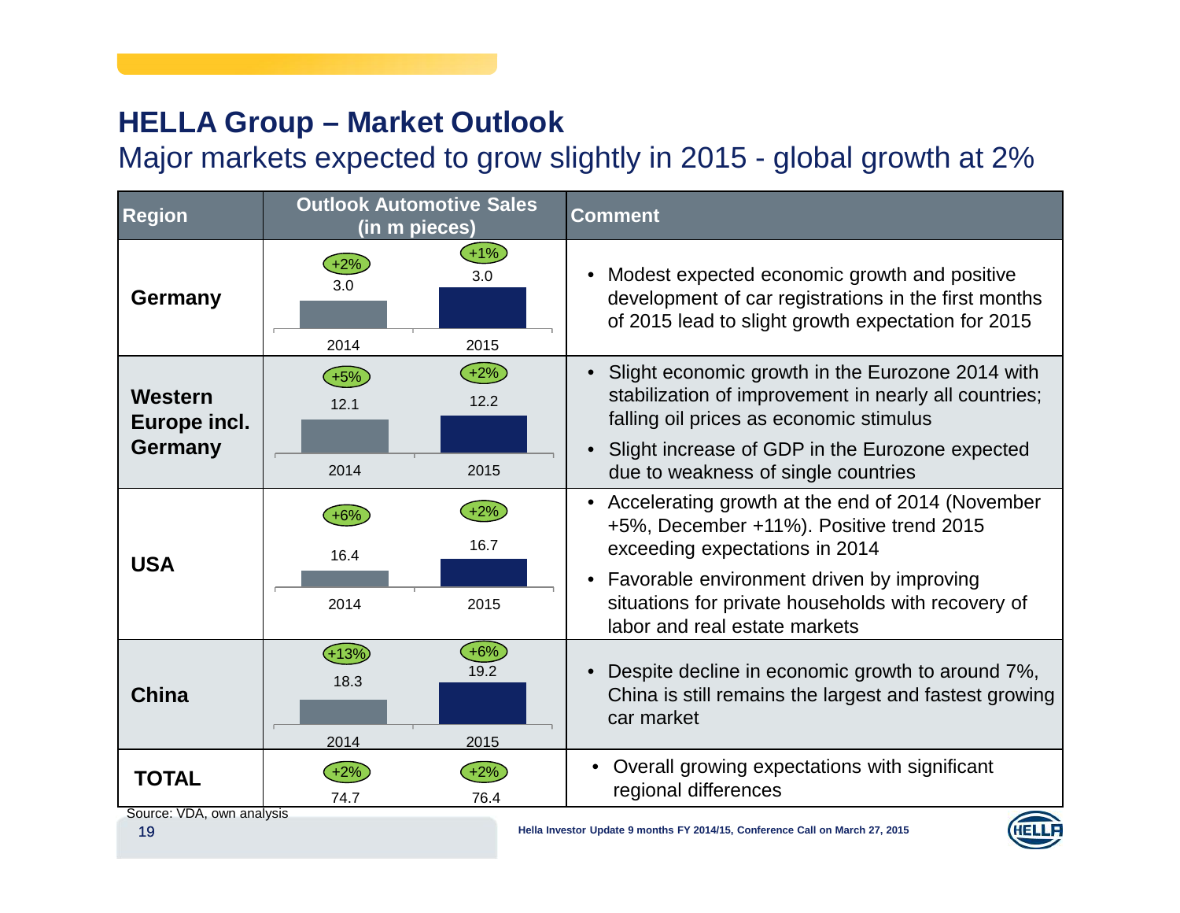# HELLA Group – Market Outlook

## Major markets expected to grow slightly in 2015 - global growth at 2%

| Region | Outlook Automotive Sales (in m pieces) 2014 | Outlook Automotive Sales (in m pieces) 2015 | Comment |
|---|---|---|---|
| **Germany** | 3.0 (+2%) | 3.0 (+1%) | • Modest expected economic growth and positive development of car registrations in the first months of 2015 lead to slight growth expectation for 2015 |
| **Western Europe incl. Germany** | 12.1 (+5%) | 12.2 (+2%) | • Slight economic growth in the Eurozone 2014 with stabilization of improvement in nearly all countries; falling oil prices as economic stimulus<br>• Slight increase of GDP in the Eurozone expected due to weakness of single countries |
| **USA** | 16.4 (+6%) | 16.7 (+2%) | • Accelerating growth at the end of 2014 (November +5%, December +11%). Positive trend 2015 exceeding expectations in 2014<br>• Favorable environment driven by improving situations for private households with recovery of labor and real estate markets |
| **China** | 18.3 (+13%) | 19.2 (+6%) | • Despite decline in economic growth to around 7%, China is still remains the largest and fastest growing car market |
| **TOTAL** | 74.7 (+2%) | 76.4 (+2%) | • Overall growing expectations with significant regional differences |

Source: VDA, own analysis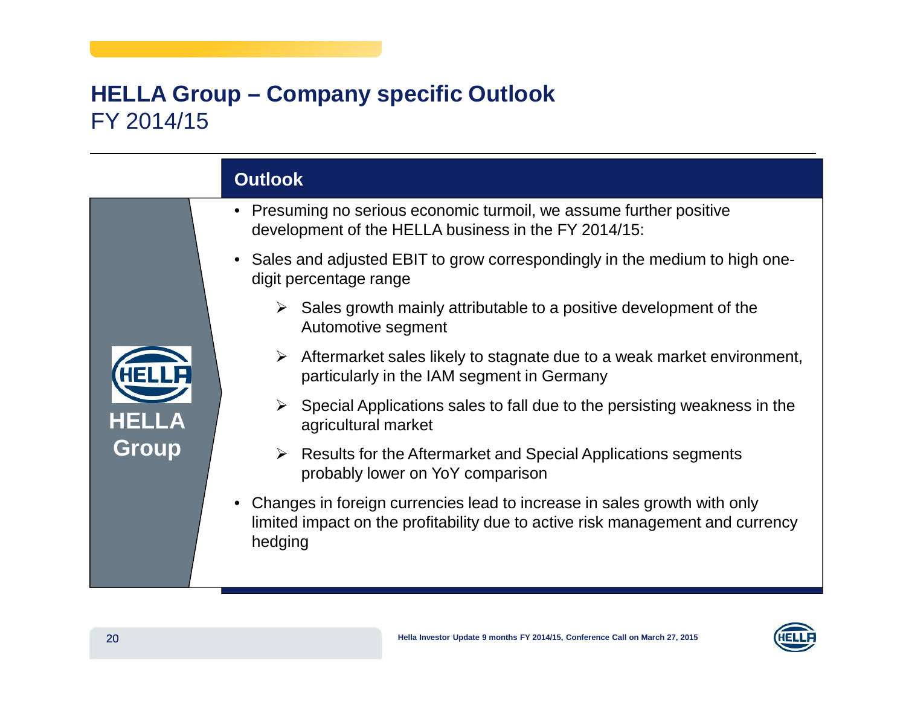# HELLA Group – Company specific Outlook

FY 2014/15

**HELLA Group**

## Outlook

- Presuming no serious economic turmoil, we assume further positive development of the HELLA business in the FY 2014/15:
- Sales and adjusted EBIT to grow correspondingly in the medium to high one-digit percentage range
  - Sales growth mainly attributable to a positive development of the Automotive segment
  - Aftermarket sales likely to stagnate due to a weak market environment, particularly in the IAM segment in Germany
  - Special Applications sales to fall due to the persisting weakness in the agricultural market
  - Results for the Aftermarket and Special Applications segments probably lower on YoY comparison
- Changes in foreign currencies lead to increase in sales growth with only limited impact on the profitability due to active risk management and currency hedging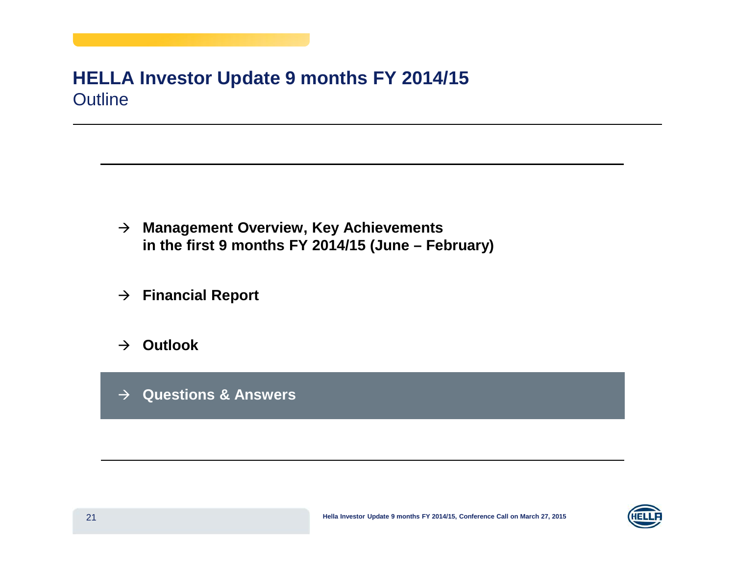# HELLA Investor Update 9 months FY 2014/15

## Outline

- → **Management Overview, Key Achievements in the first 9 months FY 2014/15 (June – February)**
- → **Financial Report**
- → **Outlook**
- → **Questions & Answers**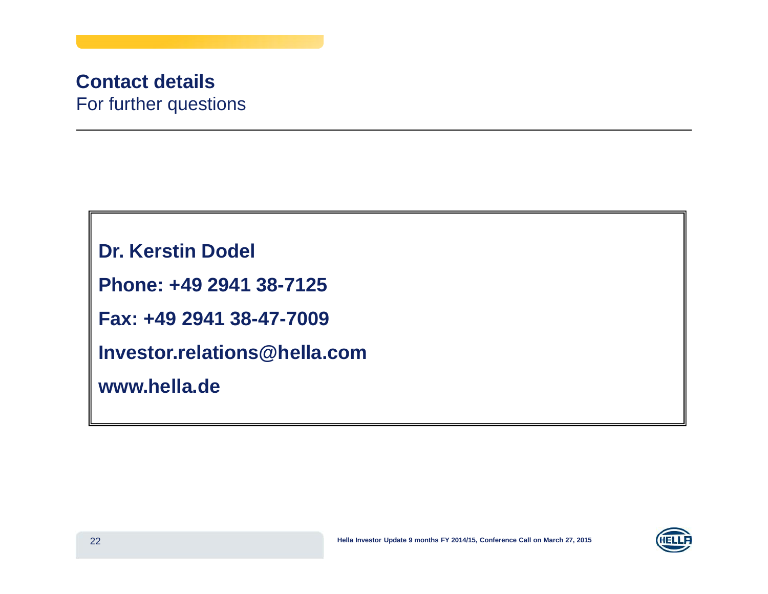# Contact details

For further questions

**Dr. Kerstin Dodel**

**Phone: +49 2941 38-7125**

**Fax: +49 2941 38-47-7009**

**Investor.relations@hella.com**

**www.hella.de**